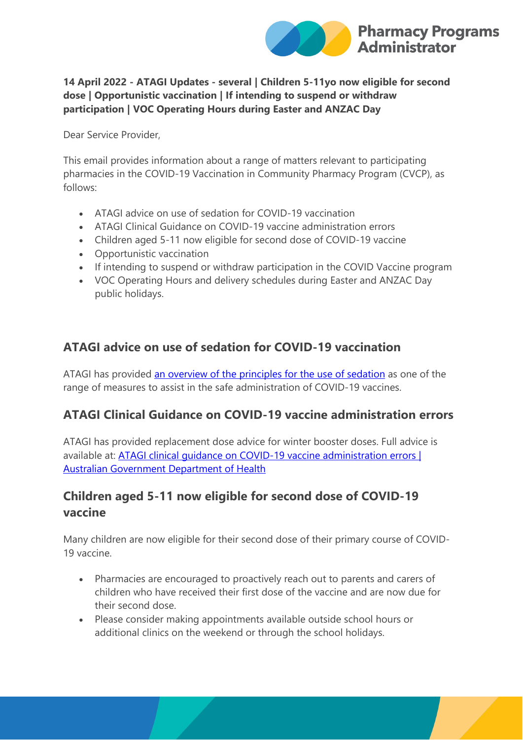**14 April 2022 - ATAGI Updates - several | Children 5-11yo now eligible for second dose | Opportunistic vaccination | If intending to suspend or withdraw participation | VOC Operating Hours during Easter and ANZAC Day**

Dear Service Provider,

This email provides information about a range of matters relevant to participating pharmacies in the COVID-19 Vaccination in Community Pharmacy Program (CVCP), as follows:

- ATAGI advice on use of sedation for COVID-19 vaccination
- ATAGI Clinical Guidance on COVID-19 vaccine administration errors
- Children aged 5-11 now eligible for second dose of COVID-19 vaccine
- Opportunistic vaccination
- If intending to suspend or withdraw participation in the COVID Vaccine program
- VOC Operating Hours and delivery schedules during Easter and ANZAC Day public holidays.

## ATAGI advice on use of sedation for COVID-19 vaccination

ATAGI has provided [an overview of the principles for the use of sedation]() as one of the range of measures to assist in the safe administration of COVID-19 vaccines.

## ATAGI Clinical Guidance on COVID-19 vaccine administration errors

ATAGI has provided replacement dose advice for winter booster doses. Full advice is available at: [ATAGI clinical guidance on COVID-19 vaccine administration errors | Australian Government Department of Health]()

## Children aged 5-11 now eligible for second dose of COVID-19 vaccine

Many children are now eligible for their second dose of their primary course of COVID-19 vaccine.

- Pharmacies are encouraged to proactively reach out to parents and carers of children who have received their first dose of the vaccine and are now due for their second dose.
- Please consider making appointments available outside school hours or additional clinics on the weekend or through the school holidays.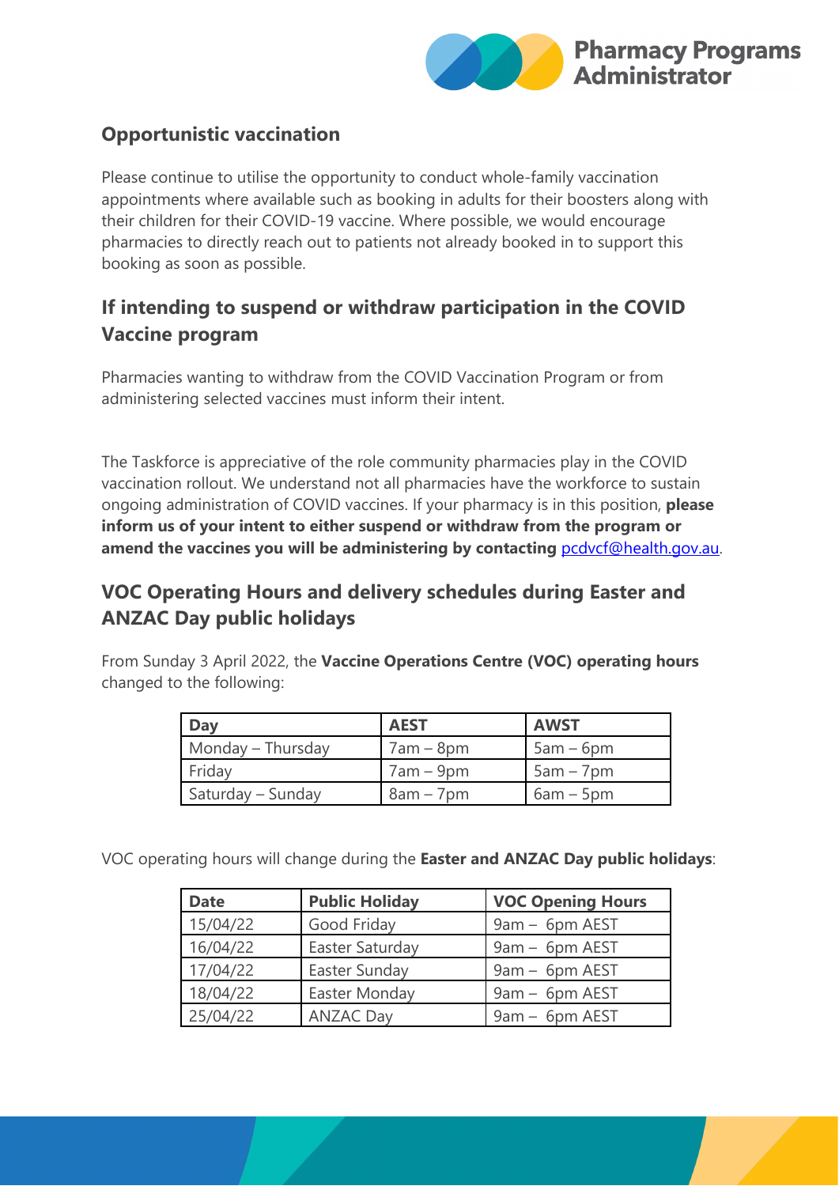## Opportunistic vaccination

Please continue to utilise the opportunity to conduct whole-family vaccination appointments where available such as booking in adults for their boosters along with their children for their COVID-19 vaccine. Where possible, we would encourage pharmacies to directly reach out to patients not already booked in to support this booking as soon as possible.

## If intending to suspend or withdraw participation in the COVID Vaccine program

Pharmacies wanting to withdraw from the COVID Vaccination Program or from administering selected vaccines must inform their intent.

The Taskforce is appreciative of the role community pharmacies play in the COVID vaccination rollout. We understand not all pharmacies have the workforce to sustain ongoing administration of COVID vaccines. If your pharmacy is in this position, **please inform us of your intent to either suspend or withdraw from the program or amend the vaccines you will be administering by contacting** pcdvcf@health.gov.au.

## VOC Operating Hours and delivery schedules during Easter and ANZAC Day public holidays

From Sunday 3 April 2022, the **Vaccine Operations Centre (VOC) operating hours** changed to the following:

| Day | AEST | AWST |
|---|---|---|
| Monday – Thursday | 7am – 8pm | 5am – 6pm |
| Friday | 7am – 9pm | 5am – 7pm |
| Saturday – Sunday | 8am – 7pm | 6am – 5pm |

VOC operating hours will change during the **Easter and ANZAC Day public holidays**:

| Date | Public Holiday | VOC Opening Hours |
|---|---|---|
| 15/04/22 | Good Friday | 9am – 6pm AEST |
| 16/04/22 | Easter Saturday | 9am – 6pm AEST |
| 17/04/22 | Easter Sunday | 9am – 6pm AEST |
| 18/04/22 | Easter Monday | 9am – 6pm AEST |
| 25/04/22 | ANZAC Day | 9am – 6pm AEST |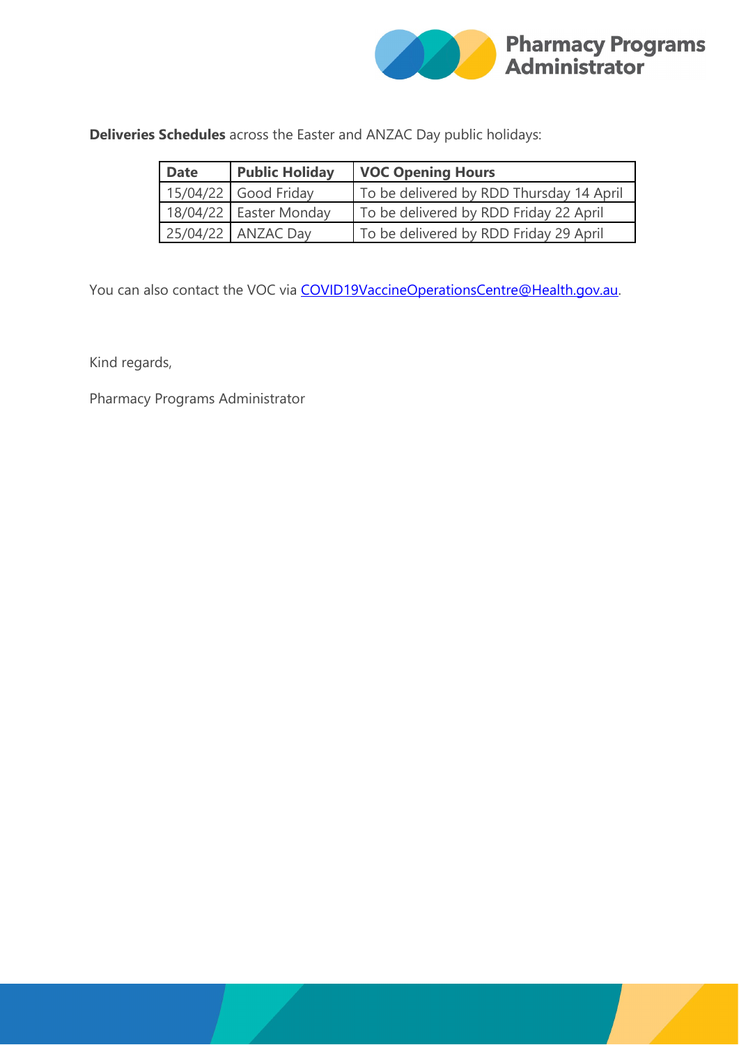**Deliveries Schedules** across the Easter and ANZAC Day public holidays:

| Date | Public Holiday | VOC Opening Hours |
|---|---|---|
| 15/04/22 | Good Friday | To be delivered by RDD Thursday 14 April |
| 18/04/22 | Easter Monday | To be delivered by RDD Friday 22 April |
| 25/04/22 | ANZAC Day | To be delivered by RDD Friday 29 April |

You can also contact the VOC via [COVID19VaccineOperationsCentre@Health.gov.au](mailto:COVID19VaccineOperationsCentre@Health.gov.au).

Kind regards,

Pharmacy Programs Administrator